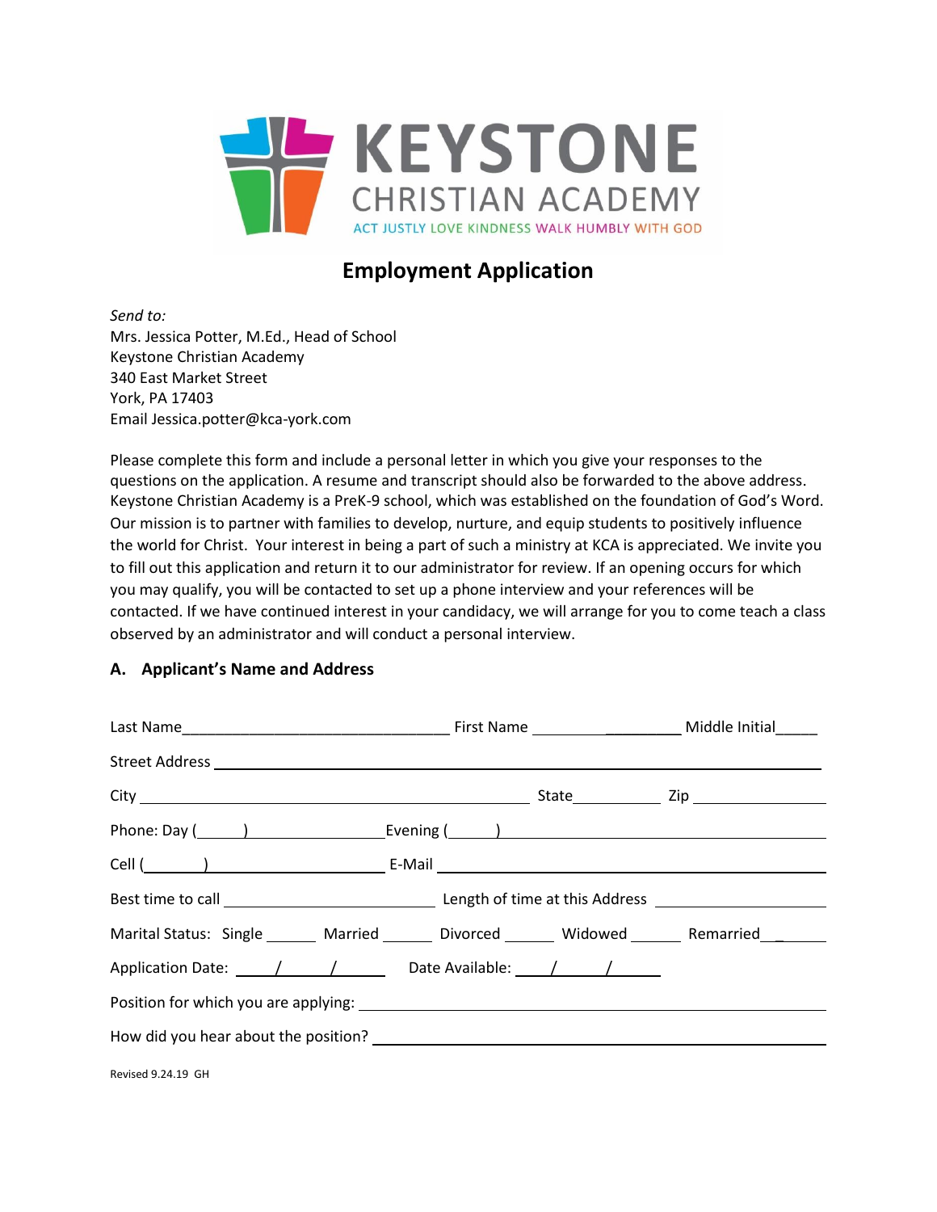# KEYSTONE CHRISTIAN ACADEMY

ACT JUSTLY LOVE KINDNESS WALK HUMBLY WITH GOD

## Employment Application

*Send to:*
Mrs. Jessica Potter, M.Ed., Head of School
Keystone Christian Academy
340 East Market Street
York, PA 17403
Email Jessica.potter@kca-york.com

Please complete this form and include a personal letter in which you give your responses to the questions on the application. A resume and transcript should also be forwarded to the above address. Keystone Christian Academy is a PreK-9 school, which was established on the foundation of God's Word. Our mission is to partner with families to develop, nurture, and equip students to positively influence the world for Christ. Your interest in being a part of such a ministry at KCA is appreciated. We invite you to fill out this application and return it to our administrator for review. If an opening occurs for which you may qualify, you will be contacted to set up a phone interview and your references will be contacted. If we have continued interest in your candidacy, we will arrange for you to come teach a class observed by an administrator and will conduct a personal interview.

### A. Applicant's Name and Address

Last Name________________________________ First Name ____________________ Middle Initial_____

Street Address ________________________________________________________________________

City ______________________________________________ State__________ Zip ________________

Phone: Day (_____) ________________ Evening (_____) ____________________________________

Cell (_______) ____________________ E-Mail ____________________________________________

Best time to call _________________________ Length of time at this Address ____________________

Marital Status: Single ______ Married ______ Divorced ______ Widowed ______ Remarried________

Application Date: ____/_____/______ Date Available: ____/_____/______

Position for which you are applying: _____________________________________________________

How did you hear about the position? ____________________________________________________

Revised 9.24.19 GH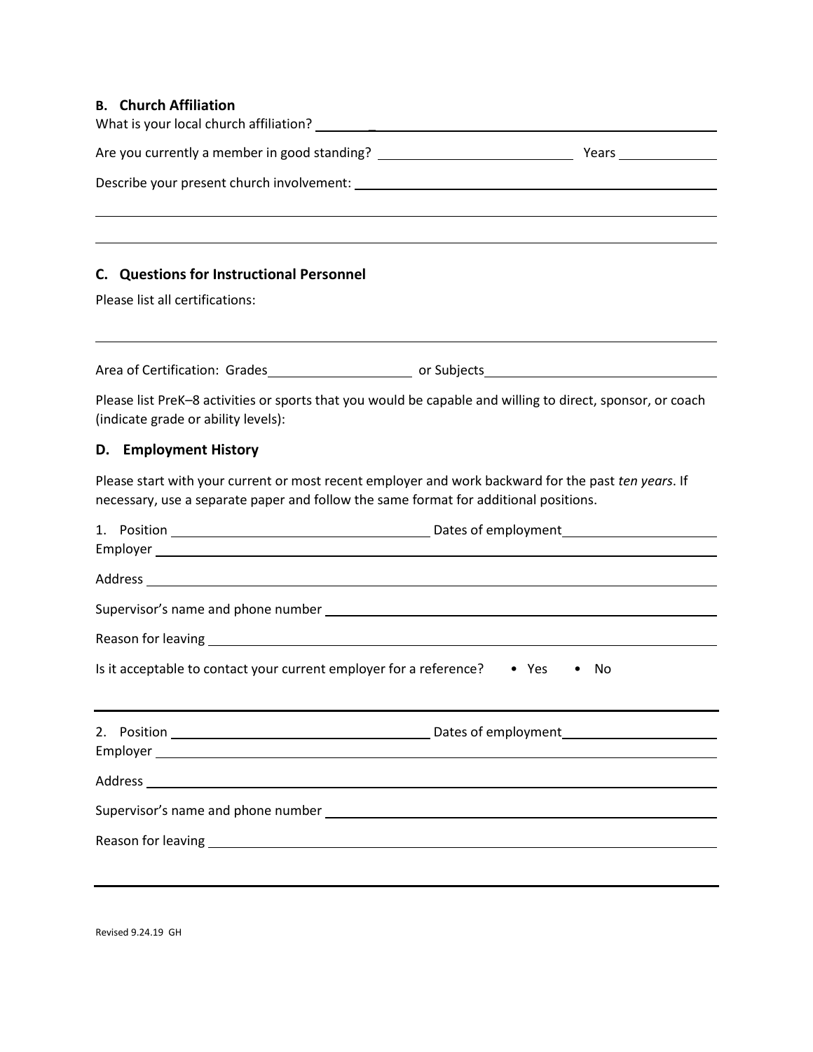### B. Church Affiliation

What is your local church affiliation? ________________________________________________

Are you currently a member in good standing? ____________________ Years __________

Describe your present church involvement: ______________________________________

_______________________________________________________________________

_______________________________________________________________________

### C. Questions for Instructional Personnel

Please list all certifications:

_______________________________________________________________________

Area of Certification: Grades ______________ or Subjects ______________________

Please list PreK–8 activities or sports that you would be capable and willing to direct, sponsor, or coach (indicate grade or ability levels):

### D. Employment History

Please start with your current or most recent employer and work backward for the past *ten years*. If necessary, use a separate paper and follow the same format for additional positions.

1. Position ______________________________ Dates of employment ________________
Employer ___________________________________________________________

Address ____________________________________________________________

Supervisor's name and phone number ____________________________________________

Reason for leaving ____________________________________________________________

Is it acceptable to contact your current employer for a reference? • Yes • No

---

2. Position ______________________________ Dates of employment ________________
Employer ___________________________________________________________

Address ____________________________________________________________

Supervisor's name and phone number ____________________________________________

Reason for leaving ____________________________________________________________

---

Revised 9.24.19 GH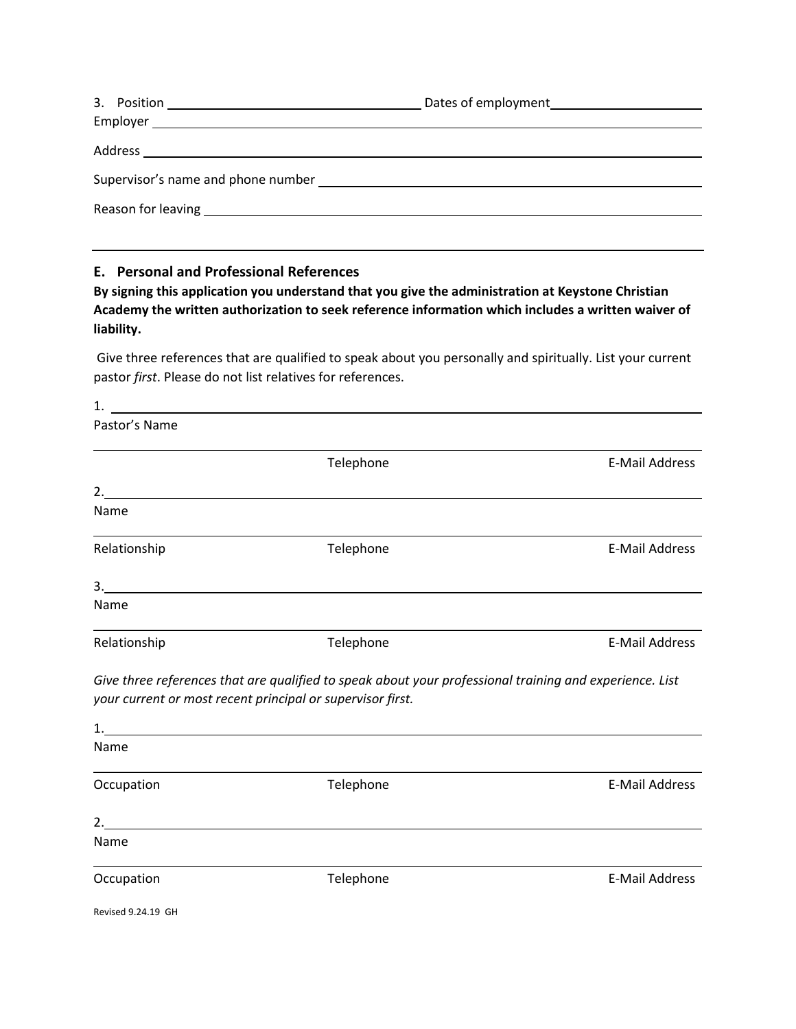3. Position ______________________ Dates of employment ______________________

Employer ______________________

Address ______________________

Supervisor's name and phone number ______________________

Reason for leaving ______________________

---

## E. Personal and Professional References

**By signing this application you understand that you give the administration at Keystone Christian Academy the written authorization to seek reference information which includes a written waiver of liability.**

Give three references that are qualified to speak about you personally and spiritually. List your current pastor *first*. Please do not list relatives for references.

1. ______________________

Pastor's Name

______________________

Telephone | E-Mail Address

2. ______________________

Name

______________________

Relationship | Telephone | E-Mail Address

3. ______________________

Name

______________________

Relationship | Telephone | E-Mail Address

*Give three references that are qualified to speak about your professional training and experience. List your current or most recent principal or supervisor first.*

1. ______________________

Name

______________________

Occupation | Telephone | E-Mail Address

2. ______________________

Name

______________________

Occupation | Telephone | E-Mail Address

Revised 9.24.19 GH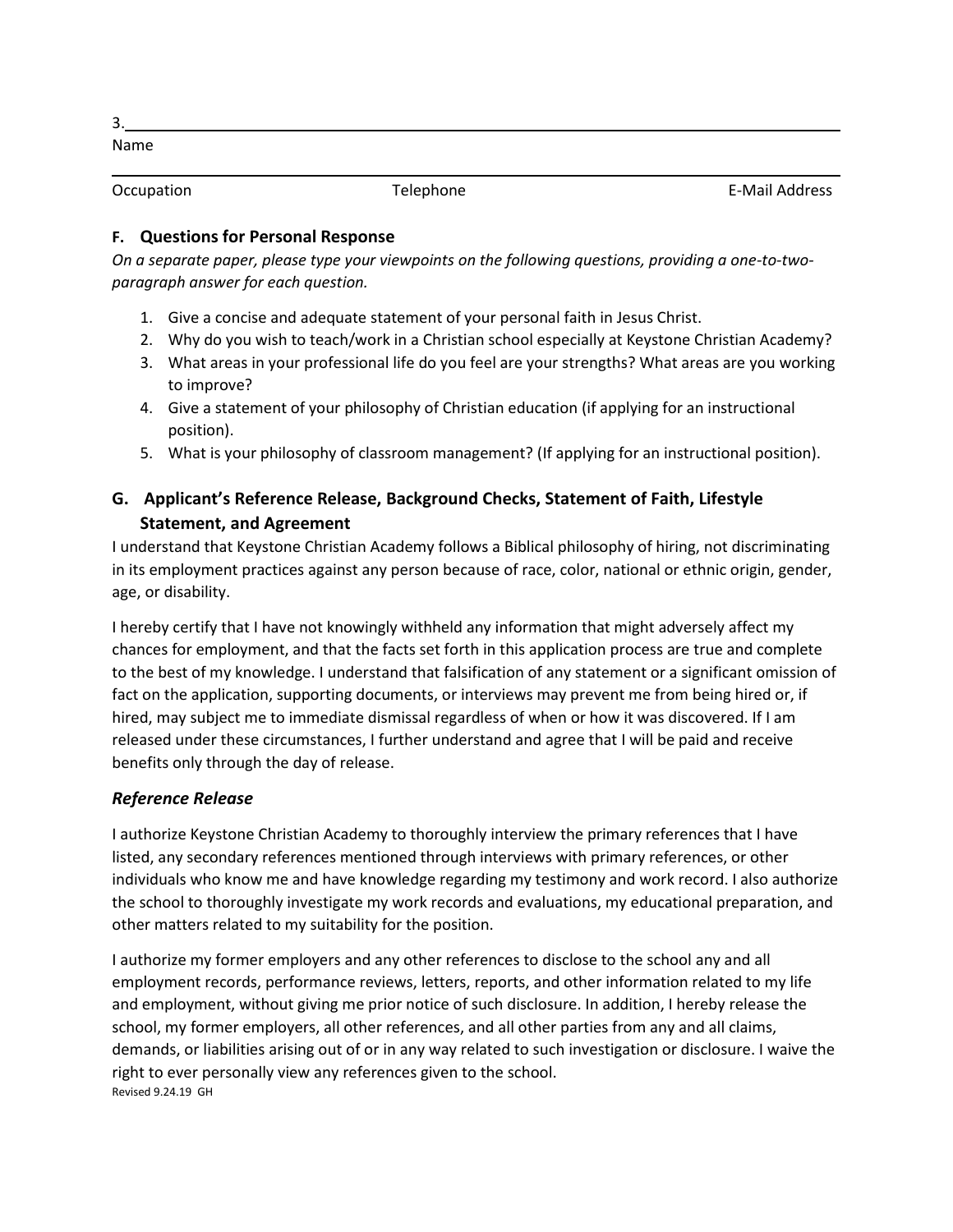3. \_\_\_\_\_\_\_\_\_\_\_\_\_\_\_\_\_\_\_\_\_\_\_\_\_\_\_\_\_\_\_\_\_\_\_\_\_\_\_\_\_\_\_\_\_\_\_\_\_\_\_\_\_\_\_\_\_\_\_\_

Name

\_\_\_\_\_\_\_\_\_\_\_\_\_\_\_\_\_\_\_\_\_\_\_\_\_\_\_\_\_\_\_\_\_\_\_\_\_\_\_\_\_\_\_\_\_\_\_\_\_\_\_\_\_\_\_\_\_\_\_\_\_\_

Occupation Telephone E-Mail Address

### F. Questions for Personal Response

*On a separate paper, please type your viewpoints on the following questions, providing a one-to-two-paragraph answer for each question.*

1. Give a concise and adequate statement of your personal faith in Jesus Christ.
2. Why do you wish to teach/work in a Christian school especially at Keystone Christian Academy?
3. What areas in your professional life do you feel are your strengths? What areas are you working to improve?
4. Give a statement of your philosophy of Christian education (if applying for an instructional position).
5. What is your philosophy of classroom management? (If applying for an instructional position).

### G. Applicant's Reference Release, Background Checks, Statement of Faith, Lifestyle Statement, and Agreement

I understand that Keystone Christian Academy follows a Biblical philosophy of hiring, not discriminating in its employment practices against any person because of race, color, national or ethnic origin, gender, age, or disability.

I hereby certify that I have not knowingly withheld any information that might adversely affect my chances for employment, and that the facts set forth in this application process are true and complete to the best of my knowledge. I understand that falsification of any statement or a significant omission of fact on the application, supporting documents, or interviews may prevent me from being hired or, if hired, may subject me to immediate dismissal regardless of when or how it was discovered. If I am released under these circumstances, I further understand and agree that I will be paid and receive benefits only through the day of release.

### *Reference Release*

I authorize Keystone Christian Academy to thoroughly interview the primary references that I have listed, any secondary references mentioned through interviews with primary references, or other individuals who know me and have knowledge regarding my testimony and work record. I also authorize the school to thoroughly investigate my work records and evaluations, my educational preparation, and other matters related to my suitability for the position.

I authorize my former employers and any other references to disclose to the school any and all employment records, performance reviews, letters, reports, and other information related to my life and employment, without giving me prior notice of such disclosure. In addition, I hereby release the school, my former employers, all other references, and all other parties from any and all claims, demands, or liabilities arising out of or in any way related to such investigation or disclosure. I waive the right to ever personally view any references given to the school.

Revised 9.24.19 GH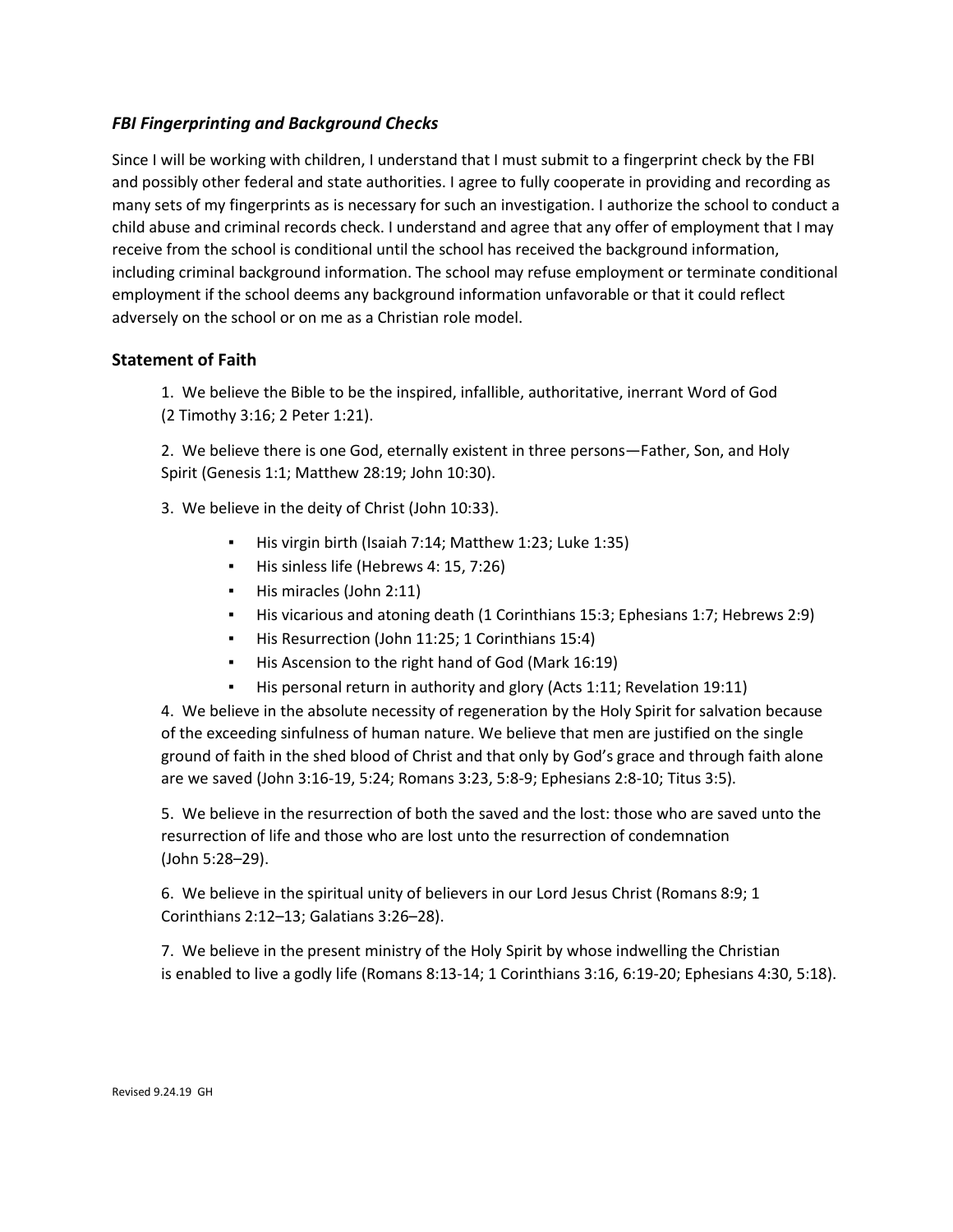### *FBI Fingerprinting and Background Checks*

Since I will be working with children, I understand that I must submit to a fingerprint check by the FBI and possibly other federal and state authorities. I agree to fully cooperate in providing and recording as many sets of my fingerprints as is necessary for such an investigation. I authorize the school to conduct a child abuse and criminal records check. I understand and agree that any offer of employment that I may receive from the school is conditional until the school has received the background information, including criminal background information. The school may refuse employment or terminate conditional employment if the school deems any background information unfavorable or that it could reflect adversely on the school or on me as a Christian role model.

## Statement of Faith

1. We believe the Bible to be the inspired, infallible, authoritative, inerrant Word of God (2 Timothy 3:16; 2 Peter 1:21).

2. We believe there is one God, eternally existent in three persons—Father, Son, and Holy Spirit (Genesis 1:1; Matthew 28:19; John 10:30).

3. We believe in the deity of Christ (John 10:33).
   - His virgin birth (Isaiah 7:14; Matthew 1:23; Luke 1:35)
   - His sinless life (Hebrews 4: 15, 7:26)
   - His miracles (John 2:11)
   - His vicarious and atoning death (1 Corinthians 15:3; Ephesians 1:7; Hebrews 2:9)
   - His Resurrection (John 11:25; 1 Corinthians 15:4)
   - His Ascension to the right hand of God (Mark 16:19)
   - His personal return in authority and glory (Acts 1:11; Revelation 19:11)

4. We believe in the absolute necessity of regeneration by the Holy Spirit for salvation because of the exceeding sinfulness of human nature. We believe that men are justified on the single ground of faith in the shed blood of Christ and that only by God's grace and through faith alone are we saved (John 3:16-19, 5:24; Romans 3:23, 5:8-9; Ephesians 2:8-10; Titus 3:5).

5. We believe in the resurrection of both the saved and the lost: those who are saved unto the resurrection of life and those who are lost unto the resurrection of condemnation (John 5:28–29).

6. We believe in the spiritual unity of believers in our Lord Jesus Christ (Romans 8:9; 1 Corinthians 2:12–13; Galatians 3:26–28).

7. We believe in the present ministry of the Holy Spirit by whose indwelling the Christian is enabled to live a godly life (Romans 8:13-14; 1 Corinthians 3:16, 6:19-20; Ephesians 4:30, 5:18).

Revised 9.24.19 GH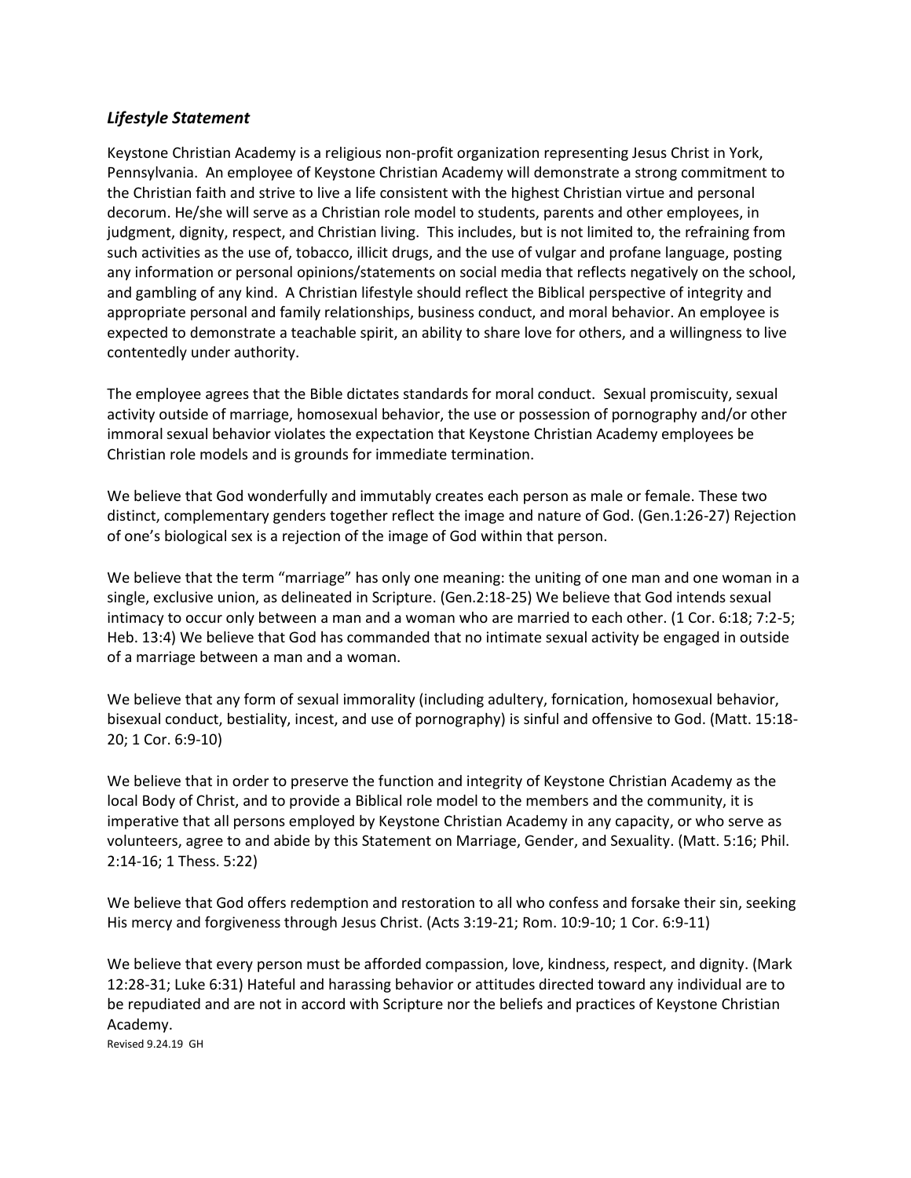## *Lifestyle Statement*

Keystone Christian Academy is a religious non-profit organization representing Jesus Christ in York, Pennsylvania. An employee of Keystone Christian Academy will demonstrate a strong commitment to the Christian faith and strive to live a life consistent with the highest Christian virtue and personal decorum. He/she will serve as a Christian role model to students, parents and other employees, in judgment, dignity, respect, and Christian living. This includes, but is not limited to, the refraining from such activities as the use of, tobacco, illicit drugs, and the use of vulgar and profane language, posting any information or personal opinions/statements on social media that reflects negatively on the school, and gambling of any kind. A Christian lifestyle should reflect the Biblical perspective of integrity and appropriate personal and family relationships, business conduct, and moral behavior. An employee is expected to demonstrate a teachable spirit, an ability to share love for others, and a willingness to live contentedly under authority.

The employee agrees that the Bible dictates standards for moral conduct. Sexual promiscuity, sexual activity outside of marriage, homosexual behavior, the use or possession of pornography and/or other immoral sexual behavior violates the expectation that Keystone Christian Academy employees be Christian role models and is grounds for immediate termination.

We believe that God wonderfully and immutably creates each person as male or female. These two distinct, complementary genders together reflect the image and nature of God. (Gen.1:26-27) Rejection of one's biological sex is a rejection of the image of God within that person.

We believe that the term "marriage" has only one meaning: the uniting of one man and one woman in a single, exclusive union, as delineated in Scripture. (Gen.2:18-25) We believe that God intends sexual intimacy to occur only between a man and a woman who are married to each other. (1 Cor. 6:18; 7:2-5; Heb. 13:4) We believe that God has commanded that no intimate sexual activity be engaged in outside of a marriage between a man and a woman.

We believe that any form of sexual immorality (including adultery, fornication, homosexual behavior, bisexual conduct, bestiality, incest, and use of pornography) is sinful and offensive to God. (Matt. 15:18-20; 1 Cor. 6:9-10)

We believe that in order to preserve the function and integrity of Keystone Christian Academy as the local Body of Christ, and to provide a Biblical role model to the members and the community, it is imperative that all persons employed by Keystone Christian Academy in any capacity, or who serve as volunteers, agree to and abide by this Statement on Marriage, Gender, and Sexuality. (Matt. 5:16; Phil. 2:14-16; 1 Thess. 5:22)

We believe that God offers redemption and restoration to all who confess and forsake their sin, seeking His mercy and forgiveness through Jesus Christ. (Acts 3:19-21; Rom. 10:9-10; 1 Cor. 6:9-11)

We believe that every person must be afforded compassion, love, kindness, respect, and dignity. (Mark 12:28-31; Luke 6:31) Hateful and harassing behavior or attitudes directed toward any individual are to be repudiated and are not in accord with Scripture nor the beliefs and practices of Keystone Christian Academy.

Revised 9.24.19 GH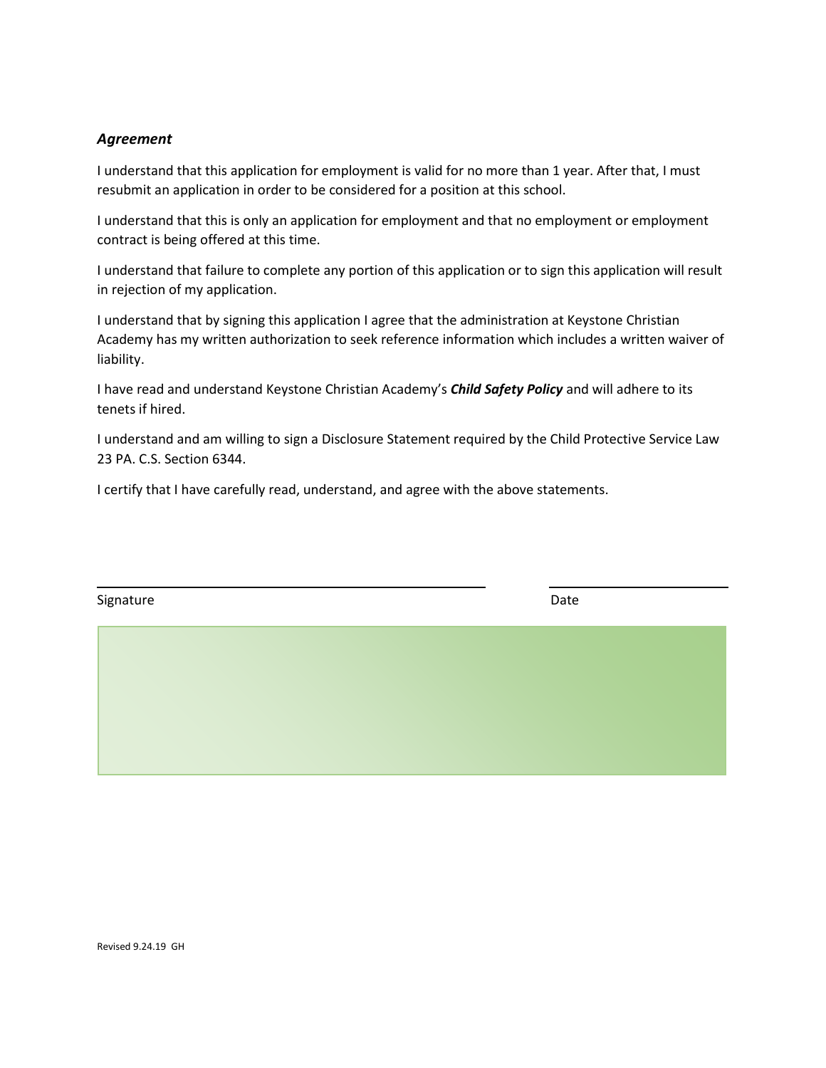***Agreement***

I understand that this application for employment is valid for no more than 1 year. After that, I must resubmit an application in order to be considered for a position at this school.

I understand that this is only an application for employment and that no employment or employment contract is being offered at this time.

I understand that failure to complete any portion of this application or to sign this application will result in rejection of my application.

I understand that by signing this application I agree that the administration at Keystone Christian Academy has my written authorization to seek reference information which includes a written waiver of liability.

I have read and understand Keystone Christian Academy's ***Child Safety Policy*** and will adhere to its tenets if hired.

I understand and am willing to sign a Disclosure Statement required by the Child Protective Service Law 23 PA. C.S. Section 6344.

I certify that I have carefully read, understand, and agree with the above statements.

Signature _______________________________ Date _______________

Revised 9.24.19 GH